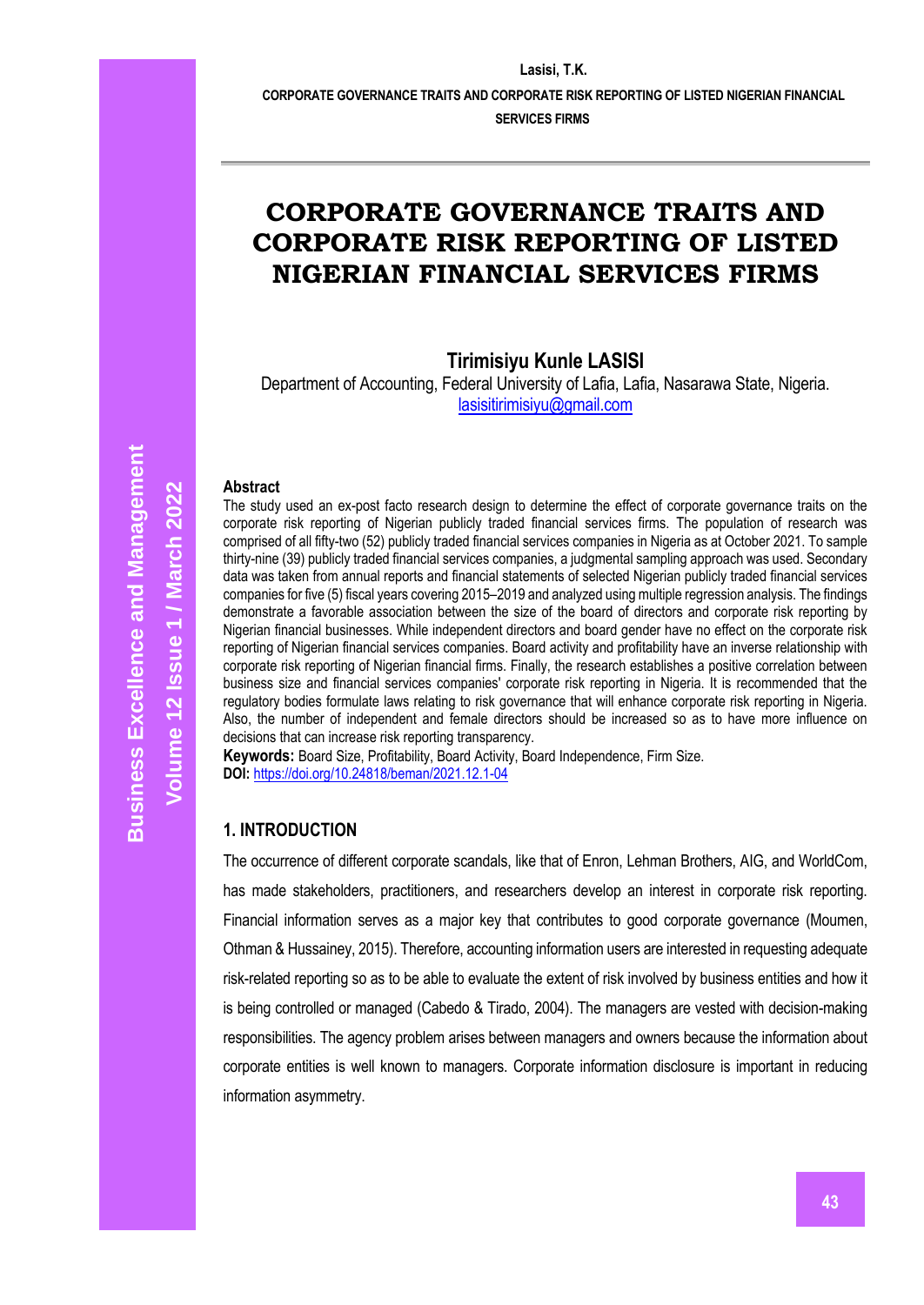# CORPORATE GOVERNANCE TRAITS AND CORPORATE RISK REPORTING OF LISTED NIGERIAN FINANCIAL SERVICES FIRMS

**Tirimisiyu Kunle LASISI**

Department of Accounting, Federal University of Lafia, Lafia, Nasarawa State, Nigeria.
lasisitirimisiyu@gmail.com

### Abstract

The study used an ex-post facto research design to determine the effect of corporate governance traits on the corporate risk reporting of Nigerian publicly traded financial services firms. The population of research was comprised of all fifty-two (52) publicly traded financial services companies in Nigeria as at October 2021. To sample thirty-nine (39) publicly traded financial services companies, a judgmental sampling approach was used. Secondary data was taken from annual reports and financial statements of selected Nigerian publicly traded financial services companies for five (5) fiscal years covering 2015–2019 and analyzed using multiple regression analysis. The findings demonstrate a favorable association between the size of the board of directors and corporate risk reporting by Nigerian financial businesses. While independent directors and board gender have no effect on the corporate risk reporting of Nigerian financial services companies. Board activity and profitability have an inverse relationship with corporate risk reporting of Nigerian financial firms. Finally, the research establishes a positive correlation between business size and financial services companies' corporate risk reporting in Nigeria. It is recommended that the regulatory bodies formulate laws relating to risk governance that will enhance corporate risk reporting in Nigeria. Also, the number of independent and female directors should be increased so as to have more influence on decisions that can increase risk reporting transparency.

**Keywords:** Board Size, Profitability, Board Activity, Board Independence, Firm Size.

**DOI:** https://doi.org/10.24818/beman/2021.12.1-04

## 1. INTRODUCTION

The occurrence of different corporate scandals, like that of Enron, Lehman Brothers, AIG, and WorldCom, has made stakeholders, practitioners, and researchers develop an interest in corporate risk reporting. Financial information serves as a major key that contributes to good corporate governance (Moumen, Othman & Hussainey, 2015). Therefore, accounting information users are interested in requesting adequate risk-related reporting so as to be able to evaluate the extent of risk involved by business entities and how it is being controlled or managed (Cabedo & Tirado, 2004). The managers are vested with decision-making responsibilities. The agency problem arises between managers and owners because the information about corporate entities is well known to managers. Corporate information disclosure is important in reducing information asymmetry.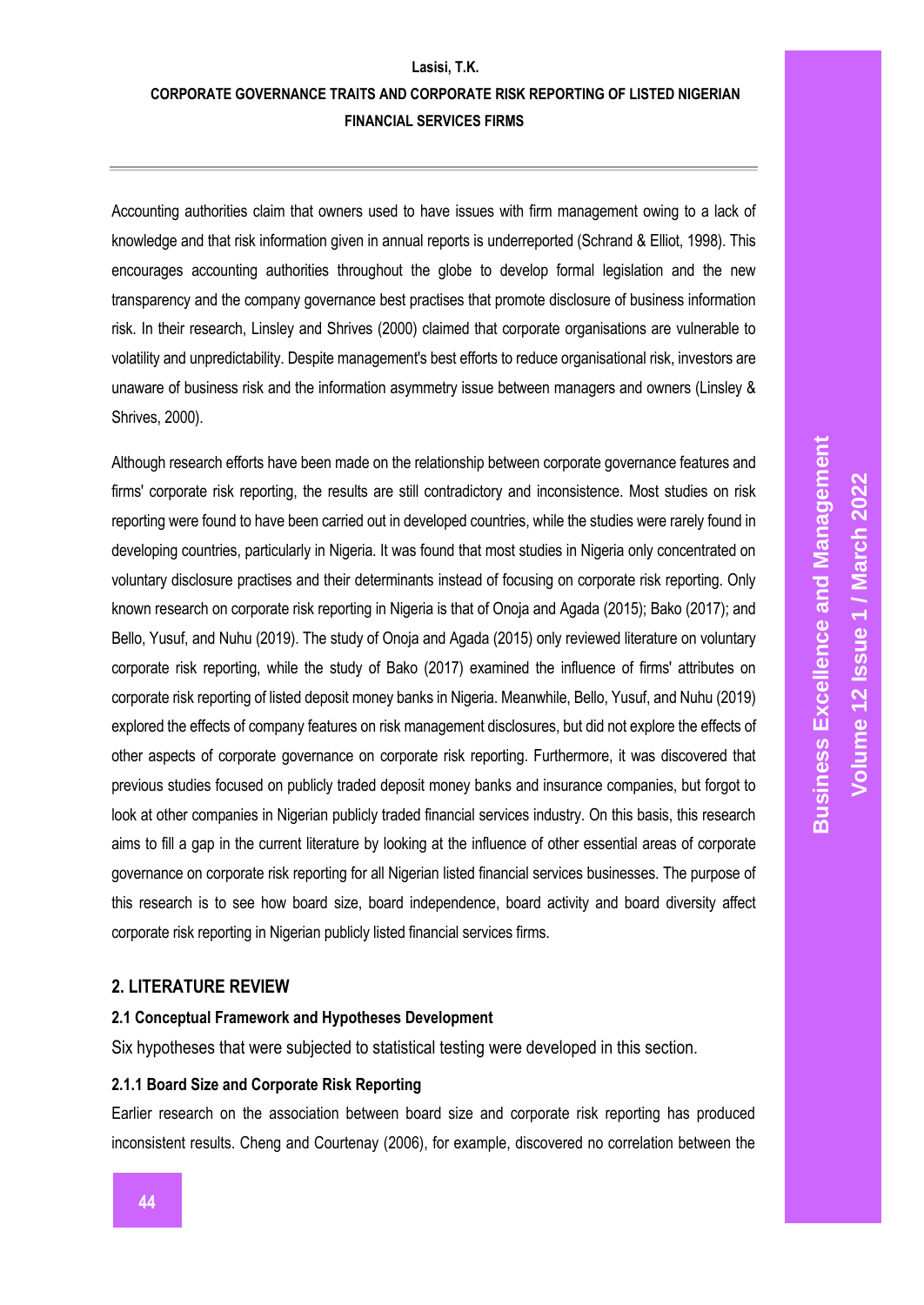Accounting authorities claim that owners used to have issues with firm management owing to a lack of knowledge and that risk information given in annual reports is underreported (Schrand & Elliot, 1998). This encourages accounting authorities throughout the globe to develop formal legislation and the new transparency and the company governance best practises that promote disclosure of business information risk. In their research, Linsley and Shrives (2000) claimed that corporate organisations are vulnerable to volatility and unpredictability. Despite management's best efforts to reduce organisational risk, investors are unaware of business risk and the information asymmetry issue between managers and owners (Linsley & Shrives, 2000).

Although research efforts have been made on the relationship between corporate governance features and firms' corporate risk reporting, the results are still contradictory and inconsistence. Most studies on risk reporting were found to have been carried out in developed countries, while the studies were rarely found in developing countries, particularly in Nigeria. It was found that most studies in Nigeria only concentrated on voluntary disclosure practises and their determinants instead of focusing on corporate risk reporting. Only known research on corporate risk reporting in Nigeria is that of Onoja and Agada (2015); Bako (2017); and Bello, Yusuf, and Nuhu (2019). The study of Onoja and Agada (2015) only reviewed literature on voluntary corporate risk reporting, while the study of Bako (2017) examined the influence of firms' attributes on corporate risk reporting of listed deposit money banks in Nigeria. Meanwhile, Bello, Yusuf, and Nuhu (2019) explored the effects of company features on risk management disclosures, but did not explore the effects of other aspects of corporate governance on corporate risk reporting. Furthermore, it was discovered that previous studies focused on publicly traded deposit money banks and insurance companies, but forgot to look at other companies in Nigerian publicly traded financial services industry. On this basis, this research aims to fill a gap in the current literature by looking at the influence of other essential areas of corporate governance on corporate risk reporting for all Nigerian listed financial services businesses. The purpose of this research is to see how board size, board independence, board activity and board diversity affect corporate risk reporting in Nigerian publicly listed financial services firms.

## 2. LITERATURE REVIEW

### 2.1 Conceptual Framework and Hypotheses Development

Six hypotheses that were subjected to statistical testing were developed in this section.

#### 2.1.1 Board Size and Corporate Risk Reporting

Earlier research on the association between board size and corporate risk reporting has produced inconsistent results. Cheng and Courtenay (2006), for example, discovered no correlation between the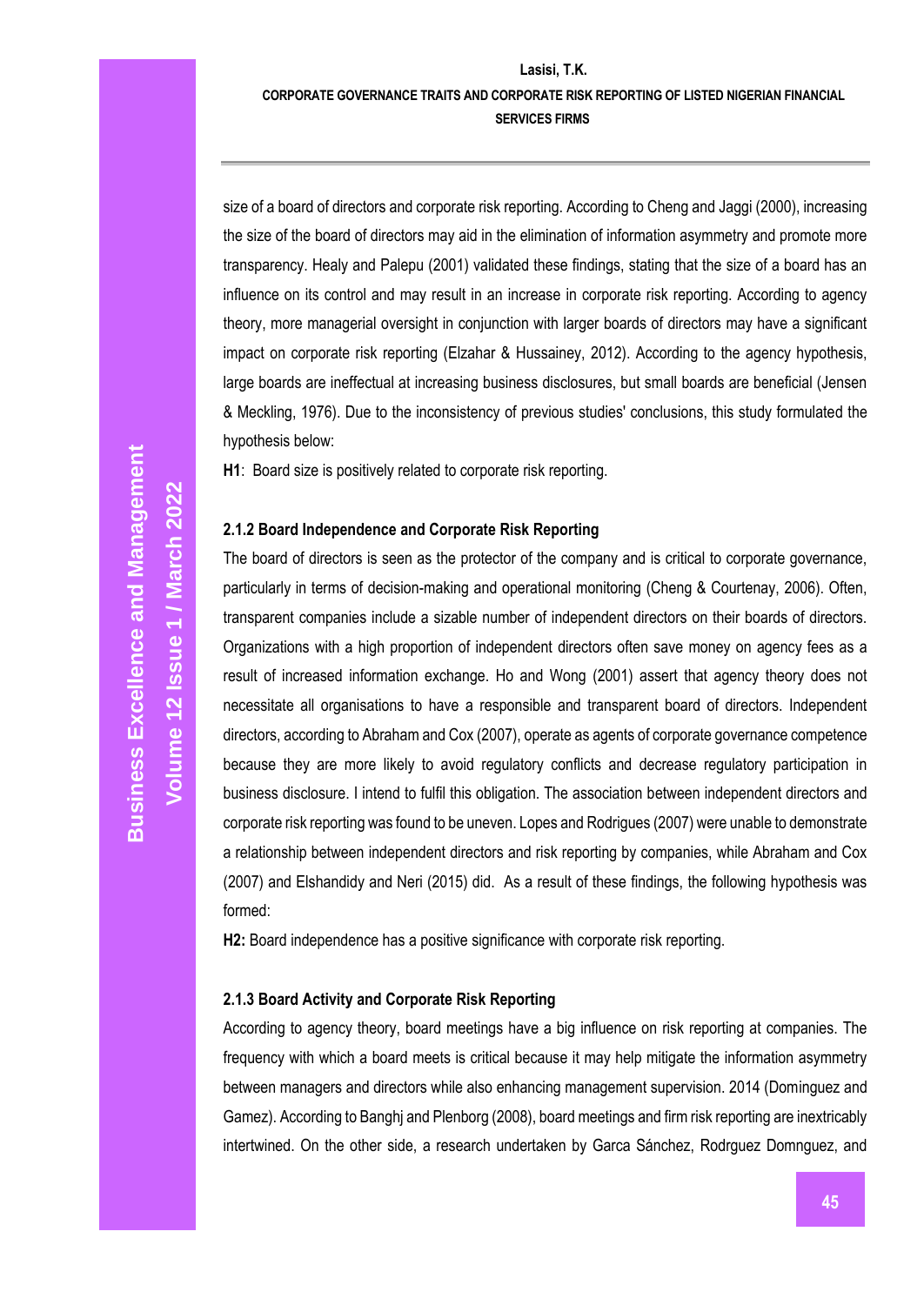size of a board of directors and corporate risk reporting. According to Cheng and Jaggi (2000), increasing the size of the board of directors may aid in the elimination of information asymmetry and promote more transparency. Healy and Palepu (2001) validated these findings, stating that the size of a board has an influence on its control and may result in an increase in corporate risk reporting. According to agency theory, more managerial oversight in conjunction with larger boards of directors may have a significant impact on corporate risk reporting (Elzahar & Hussainey, 2012). According to the agency hypothesis, large boards are ineffectual at increasing business disclosures, but small boards are beneficial (Jensen & Meckling, 1976). Due to the inconsistency of previous studies' conclusions, this study formulated the hypothesis below:

**H1**: Board size is positively related to corporate risk reporting.

### 2.1.2 Board Independence and Corporate Risk Reporting

The board of directors is seen as the protector of the company and is critical to corporate governance, particularly in terms of decision-making and operational monitoring (Cheng & Courtenay, 2006). Often, transparent companies include a sizable number of independent directors on their boards of directors. Organizations with a high proportion of independent directors often save money on agency fees as a result of increased information exchange. Ho and Wong (2001) assert that agency theory does not necessitate all organisations to have a responsible and transparent board of directors. Independent directors, according to Abraham and Cox (2007), operate as agents of corporate governance competence because they are more likely to avoid regulatory conflicts and decrease regulatory participation in business disclosure. I intend to fulfil this obligation. The association between independent directors and corporate risk reporting was found to be uneven. Lopes and Rodrigues (2007) were unable to demonstrate a relationship between independent directors and risk reporting by companies, while Abraham and Cox (2007) and Elshandidy and Neri (2015) did. As a result of these findings, the following hypothesis was formed:

**H2:** Board independence has a positive significance with corporate risk reporting.

### 2.1.3 Board Activity and Corporate Risk Reporting

According to agency theory, board meetings have a big influence on risk reporting at companies. The frequency with which a board meets is critical because it may help mitigate the information asymmetry between managers and directors while also enhancing management supervision. 2014 (Dominguez and Gamez). According to Banghj and Plenborg (2008), board meetings and firm risk reporting are inextricably intertwined. On the other side, a research undertaken by Garca Sánchez, Rodrguez Domnguez, and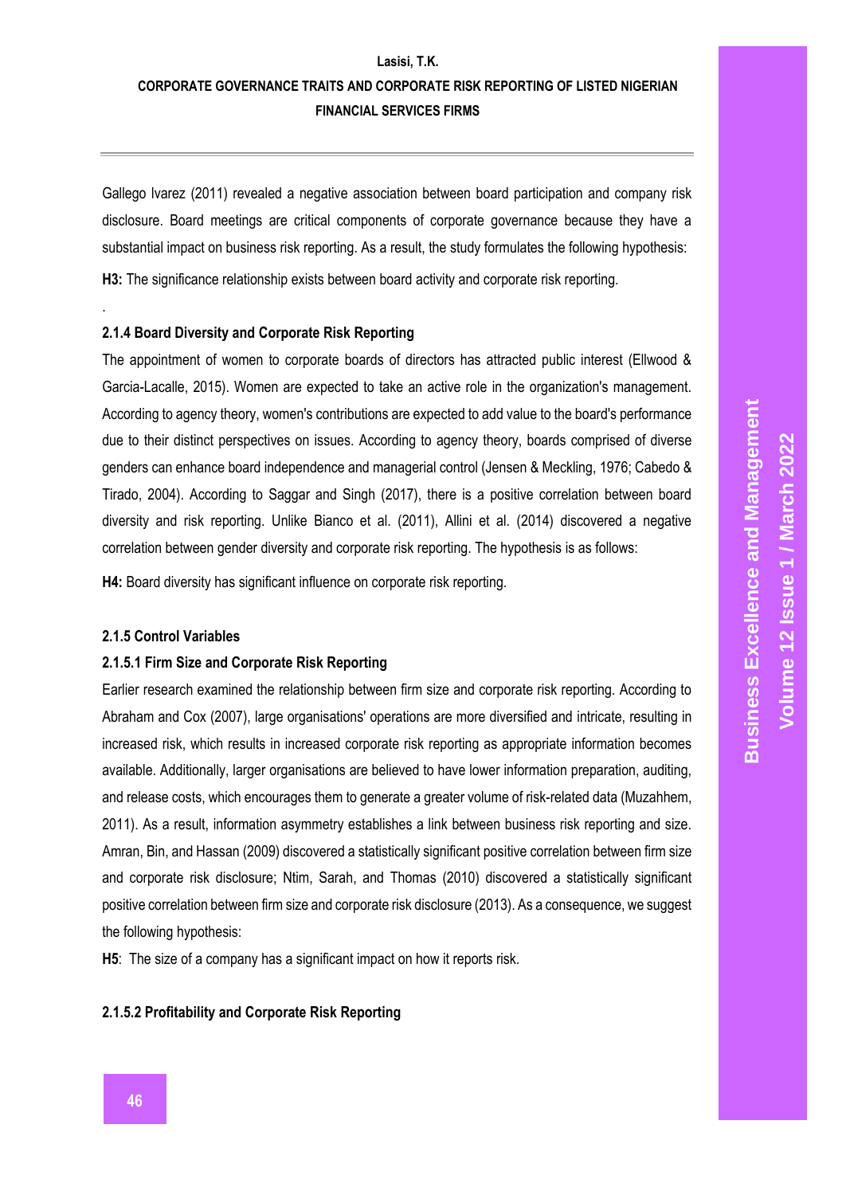Gallego Ivarez (2011) revealed a negative association between board participation and company risk disclosure. Board meetings are critical components of corporate governance because they have a substantial impact on business risk reporting. As a result, the study formulates the following hypothesis:

**H3:** The significance relationship exists between board activity and corporate risk reporting.

.

#### 2.1.4 Board Diversity and Corporate Risk Reporting

The appointment of women to corporate boards of directors has attracted public interest (Ellwood & Garcia-Lacalle, 2015). Women are expected to take an active role in the organization's management. According to agency theory, women's contributions are expected to add value to the board's performance due to their distinct perspectives on issues. According to agency theory, boards comprised of diverse genders can enhance board independence and managerial control (Jensen & Meckling, 1976; Cabedo & Tirado, 2004). According to Saggar and Singh (2017), there is a positive correlation between board diversity and risk reporting. Unlike Bianco et al. (2011), Allini et al. (2014) discovered a negative correlation between gender diversity and corporate risk reporting. The hypothesis is as follows:

**H4:** Board diversity has significant influence on corporate risk reporting.

#### 2.1.5 Control Variables

##### 2.1.5.1 Firm Size and Corporate Risk Reporting

Earlier research examined the relationship between firm size and corporate risk reporting. According to Abraham and Cox (2007), large organisations' operations are more diversified and intricate, resulting in increased risk, which results in increased corporate risk reporting as appropriate information becomes available. Additionally, larger organisations are believed to have lower information preparation, auditing, and release costs, which encourages them to generate a greater volume of risk-related data (Muzahhem, 2011). As a result, information asymmetry establishes a link between business risk reporting and size. Amran, Bin, and Hassan (2009) discovered a statistically significant positive correlation between firm size and corporate risk disclosure; Ntim, Sarah, and Thomas (2010) discovered a statistically significant positive correlation between firm size and corporate risk disclosure (2013). As a consequence, we suggest the following hypothesis:

**H5**: The size of a company has a significant impact on how it reports risk.

##### 2.1.5.2 Profitability and Corporate Risk Reporting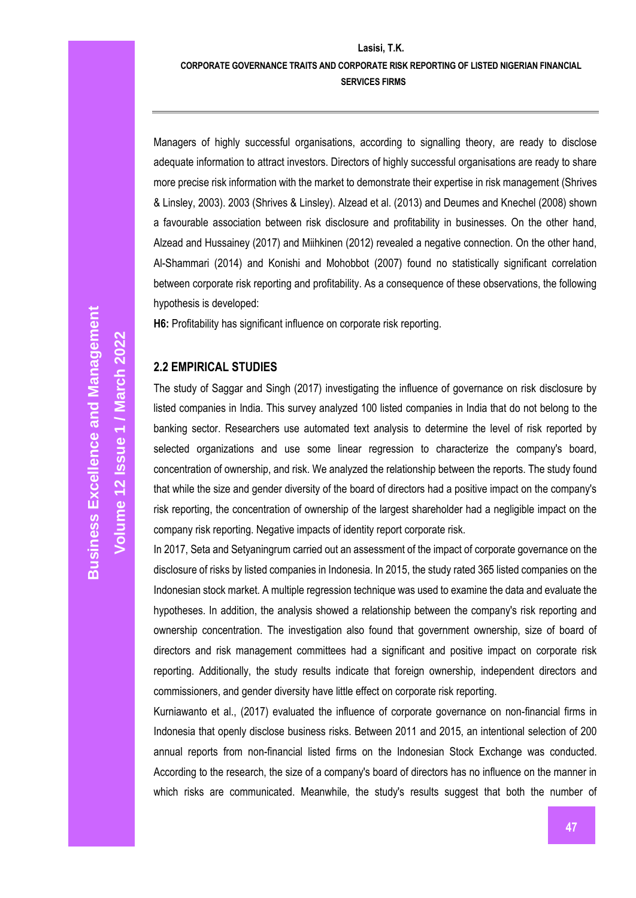Managers of highly successful organisations, according to signalling theory, are ready to disclose adequate information to attract investors. Directors of highly successful organisations are ready to share more precise risk information with the market to demonstrate their expertise in risk management (Shrives & Linsley, 2003). 2003 (Shrives & Linsley). Alzead et al. (2013) and Deumes and Knechel (2008) shown a favourable association between risk disclosure and profitability in businesses. On the other hand, Alzead and Hussainey (2017) and Miihkinen (2012) revealed a negative connection. On the other hand, Al-Shammari (2014) and Konishi and Mohobbot (2007) found no statistically significant correlation between corporate risk reporting and profitability. As a consequence of these observations, the following hypothesis is developed:

**H6:** Profitability has significant influence on corporate risk reporting.

## 2.2 EMPIRICAL STUDIES

The study of Saggar and Singh (2017) investigating the influence of governance on risk disclosure by listed companies in India. This survey analyzed 100 listed companies in India that do not belong to the banking sector. Researchers use automated text analysis to determine the level of risk reported by selected organizations and use some linear regression to characterize the company's board, concentration of ownership, and risk. We analyzed the relationship between the reports. The study found that while the size and gender diversity of the board of directors had a positive impact on the company's risk reporting, the concentration of ownership of the largest shareholder had a negligible impact on the company risk reporting. Negative impacts of identity report corporate risk.

In 2017, Seta and Setyaningrum carried out an assessment of the impact of corporate governance on the disclosure of risks by listed companies in Indonesia. In 2015, the study rated 365 listed companies on the Indonesian stock market. A multiple regression technique was used to examine the data and evaluate the hypotheses. In addition, the analysis showed a relationship between the company's risk reporting and ownership concentration. The investigation also found that government ownership, size of board of directors and risk management committees had a significant and positive impact on corporate risk reporting. Additionally, the study results indicate that foreign ownership, independent directors and commissioners, and gender diversity have little effect on corporate risk reporting.

Kurniawanto et al., (2017) evaluated the influence of corporate governance on non-financial firms in Indonesia that openly disclose business risks. Between 2011 and 2015, an intentional selection of 200 annual reports from non-financial listed firms on the Indonesian Stock Exchange was conducted. According to the research, the size of a company's board of directors has no influence on the manner in which risks are communicated. Meanwhile, the study's results suggest that both the number of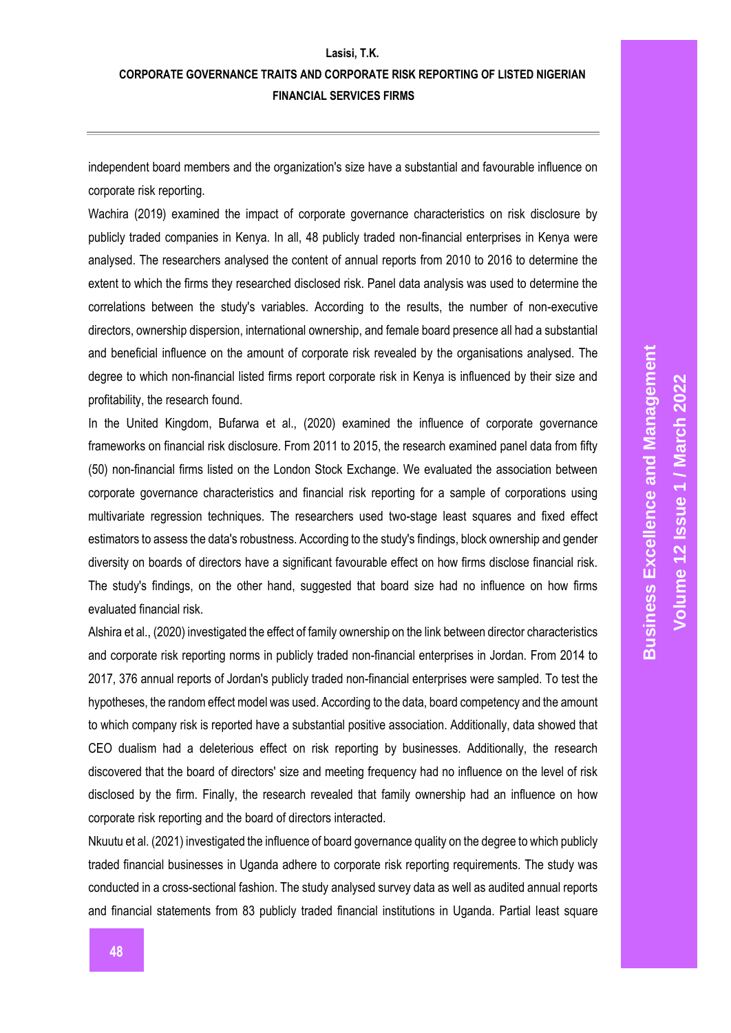independent board members and the organization's size have a substantial and favourable influence on corporate risk reporting.

Wachira (2019) examined the impact of corporate governance characteristics on risk disclosure by publicly traded companies in Kenya. In all, 48 publicly traded non-financial enterprises in Kenya were analysed. The researchers analysed the content of annual reports from 2010 to 2016 to determine the extent to which the firms they researched disclosed risk. Panel data analysis was used to determine the correlations between the study's variables. According to the results, the number of non-executive directors, ownership dispersion, international ownership, and female board presence all had a substantial and beneficial influence on the amount of corporate risk revealed by the organisations analysed. The degree to which non-financial listed firms report corporate risk in Kenya is influenced by their size and profitability, the research found.

In the United Kingdom, Bufarwa et al., (2020) examined the influence of corporate governance frameworks on financial risk disclosure. From 2011 to 2015, the research examined panel data from fifty (50) non-financial firms listed on the London Stock Exchange. We evaluated the association between corporate governance characteristics and financial risk reporting for a sample of corporations using multivariate regression techniques. The researchers used two-stage least squares and fixed effect estimators to assess the data's robustness. According to the study's findings, block ownership and gender diversity on boards of directors have a significant favourable effect on how firms disclose financial risk. The study's findings, on the other hand, suggested that board size had no influence on how firms evaluated financial risk.

Alshira et al., (2020) investigated the effect of family ownership on the link between director characteristics and corporate risk reporting norms in publicly traded non-financial enterprises in Jordan. From 2014 to 2017, 376 annual reports of Jordan's publicly traded non-financial enterprises were sampled. To test the hypotheses, the random effect model was used. According to the data, board competency and the amount to which company risk is reported have a substantial positive association. Additionally, data showed that CEO dualism had a deleterious effect on risk reporting by businesses. Additionally, the research discovered that the board of directors' size and meeting frequency had no influence on the level of risk disclosed by the firm. Finally, the research revealed that family ownership had an influence on how corporate risk reporting and the board of directors interacted.

Nkuutu et al. (2021) investigated the influence of board governance quality on the degree to which publicly traded financial businesses in Uganda adhere to corporate risk reporting requirements. The study was conducted in a cross-sectional fashion. The study analysed survey data as well as audited annual reports and financial statements from 83 publicly traded financial institutions in Uganda. Partial least square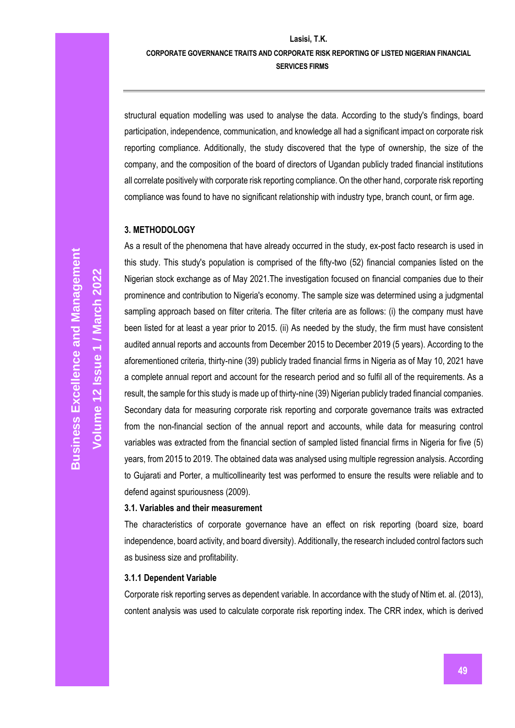structural equation modelling was used to analyse the data. According to the study's findings, board participation, independence, communication, and knowledge all had a significant impact on corporate risk reporting compliance. Additionally, the study discovered that the type of ownership, the size of the company, and the composition of the board of directors of Ugandan publicly traded financial institutions all correlate positively with corporate risk reporting compliance. On the other hand, corporate risk reporting compliance was found to have no significant relationship with industry type, branch count, or firm age.

## 3. METHODOLOGY

As a result of the phenomena that have already occurred in the study, ex-post facto research is used in this study. This study's population is comprised of the fifty-two (52) financial companies listed on the Nigerian stock exchange as of May 2021.The investigation focused on financial companies due to their prominence and contribution to Nigeria's economy. The sample size was determined using a judgmental sampling approach based on filter criteria. The filter criteria are as follows: (i) the company must have been listed for at least a year prior to 2015. (ii) As needed by the study, the firm must have consistent audited annual reports and accounts from December 2015 to December 2019 (5 years). According to the aforementioned criteria, thirty-nine (39) publicly traded financial firms in Nigeria as of May 10, 2021 have a complete annual report and account for the research period and so fulfil all of the requirements. As a result, the sample for this study is made up of thirty-nine (39) Nigerian publicly traded financial companies. Secondary data for measuring corporate risk reporting and corporate governance traits was extracted from the non-financial section of the annual report and accounts, while data for measuring control variables was extracted from the financial section of sampled listed financial firms in Nigeria for five (5) years, from 2015 to 2019. The obtained data was analysed using multiple regression analysis. According to Gujarati and Porter, a multicollinearity test was performed to ensure the results were reliable and to defend against spuriousness (2009).

### 3.1. Variables and their measurement

The characteristics of corporate governance have an effect on risk reporting (board size, board independence, board activity, and board diversity). Additionally, the research included control factors such as business size and profitability.

#### 3.1.1 Dependent Variable

Corporate risk reporting serves as dependent variable. In accordance with the study of Ntim et. al. (2013), content analysis was used to calculate corporate risk reporting index. The CRR index, which is derived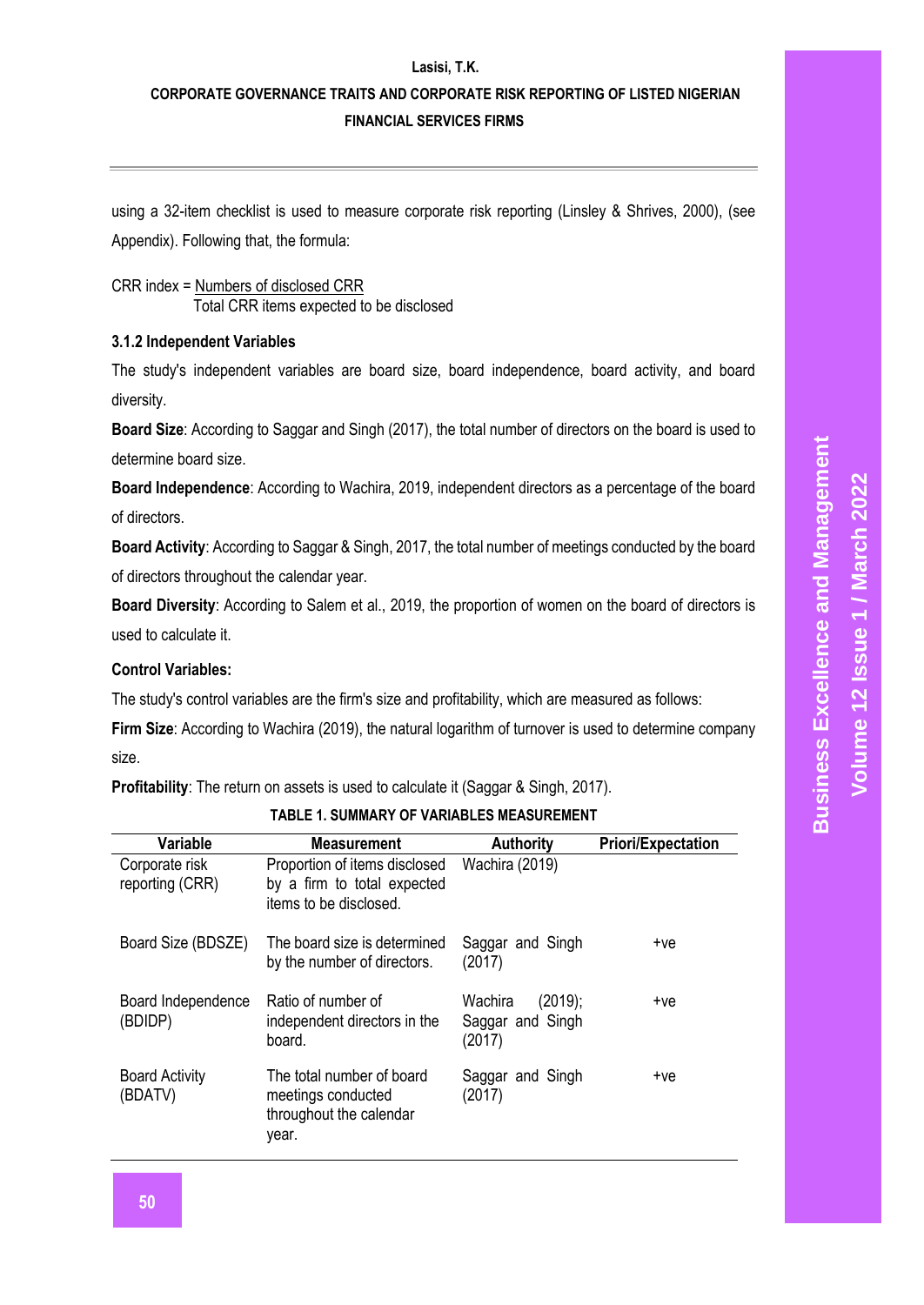using a 32-item checklist is used to measure corporate risk reporting (Linsley & Shrives, 2000), (see Appendix). Following that, the formula:

$$\text{CRR index} = \frac{\text{Numbers of disclosed CRR}}{\text{Total CRR items expected to be disclosed}}$$

### 3.1.2 Independent Variables

The study's independent variables are board size, board independence, board activity, and board diversity.

**Board Size**: According to Saggar and Singh (2017), the total number of directors on the board is used to determine board size.

**Board Independence**: According to Wachira, 2019, independent directors as a percentage of the board of directors.

**Board Activity**: According to Saggar & Singh, 2017, the total number of meetings conducted by the board of directors throughout the calendar year.

**Board Diversity**: According to Salem et al., 2019, the proportion of women on the board of directors is used to calculate it.

**Control Variables:**

The study's control variables are the firm's size and profitability, which are measured as follows:

**Firm Size**: According to Wachira (2019), the natural logarithm of turnover is used to determine company size.

**Profitability**: The return on assets is used to calculate it (Saggar & Singh, 2017).

**TABLE 1. SUMMARY OF VARIABLES MEASUREMENT**

| Variable | Measurement | Authority | Priori/Expectation |
|---|---|---|---|
| Corporate risk reporting (CRR) | Proportion of items disclosed by a firm to total expected items to be disclosed. | Wachira (2019) | |
| Board Size (BDSZE) | The board size is determined by the number of directors. | Saggar and Singh (2017) | +ve |
| Board Independence (BDIDP) | Ratio of number of independent directors in the board. | Wachira (2019); Saggar and Singh (2017) | +ve |
| Board Activity (BDATV) | The total number of board meetings conducted throughout the calendar year. | Saggar and Singh (2017) | +ve |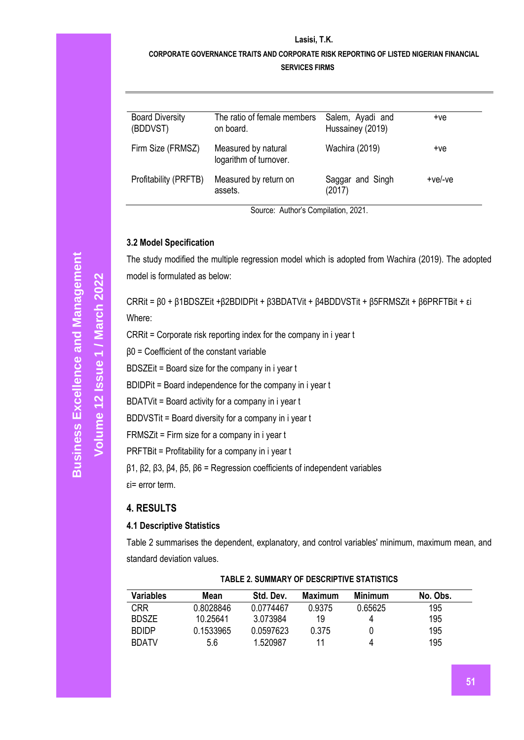| Board Diversity (BDDVST) | The ratio of female members on board. | Salem, Ayadi and Hussainey (2019) | +ve |
|---|---|---|---|
| Firm Size (FRMSZ) | Measured by natural logarithm of turnover. | Wachira (2019) | +ve |
| Profitability (PRFTB) | Measured by return on assets. | Saggar and Singh (2017) | +ve/-ve |

Source: Author's Compilation, 2021.

### 3.2 Model Specification

The study modified the multiple regression model which is adopted from Wachira (2019). The adopted model is formulated as below:

$$CRR_{it} = \beta_0 + \beta_1 BDSZE_{it} + \beta_2 BDIDP_{it} + \beta_3 BDATV_{it} + \beta_4 BDDVST_{it} + \beta_5 FRMSZ_{it} + \beta_6 PRFTB_{it} + \varepsilon_i$$

Where:

$CRR_{it}$ = Corporate risk reporting index for the company in i year t

$\beta_0$ = Coefficient of the constant variable

$BDSZE_{it}$ = Board size for the company in i year t

$BDIDP_{it}$ = Board independence for the company in i year t

$BDATV_{it}$ = Board activity for a company in i year t

$BDDVST_{it}$ = Board diversity for a company in i year t

$FRMSZ_{it}$ = Firm size for a company in i year t

$PRFTB_{it}$ = Profitability for a company in i year t

$\beta_1, \beta_2, \beta_3, \beta_4, \beta_5, \beta_6$ = Regression coefficients of independent variables

$\varepsilon_i$= error term.

## 4. RESULTS

### 4.1 Descriptive Statistics

Table 2 summarises the dependent, explanatory, and control variables' minimum, maximum mean, and standard deviation values.

**TABLE 2. SUMMARY OF DESCRIPTIVE STATISTICS**

| Variables | Mean | Std. Dev. | Maximum | Minimum | No. Obs. |
|---|---|---|---|---|---|
| CRR | 0.8028846 | 0.0774467 | 0.9375 | 0.65625 | 195 |
| BDSZE | 10.25641 | 3.073984 | 19 | 4 | 195 |
| BDIDP | 0.1533965 | 0.0597623 | 0.375 | 0 | 195 |
| BDATV | 5.6 | 1.520987 | 11 | 4 | 195 |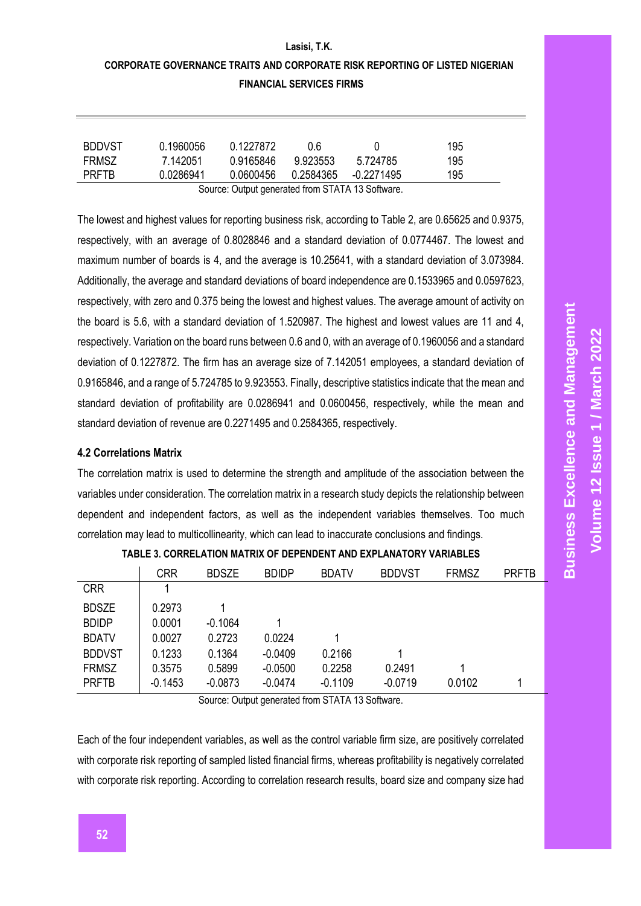| BDDVST | 0.1960056 | 0.1227872 | 0.6 | 0 | 195 |
|---|---|---|---|---|---|
| FRMSZ | 7.142051 | 0.9165846 | 9.923553 | 5.724785 | 195 |
| PRFTB | 0.0286941 | 0.0600456 | 0.2584365 | -0.2271495 | 195 |

Source: Output generated from STATA 13 Software.

The lowest and highest values for reporting business risk, according to Table 2, are 0.65625 and 0.9375, respectively, with an average of 0.8028846 and a standard deviation of 0.0774467. The lowest and maximum number of boards is 4, and the average is 10.25641, with a standard deviation of 3.073984. Additionally, the average and standard deviations of board independence are 0.1533965 and 0.0597623, respectively, with zero and 0.375 being the lowest and highest values. The average amount of activity on the board is 5.6, with a standard deviation of 1.520987. The highest and lowest values are 11 and 4, respectively. Variation on the board runs between 0.6 and 0, with an average of 0.1960056 and a standard deviation of 0.1227872. The firm has an average size of 7.142051 employees, a standard deviation of 0.9165846, and a range of 5.724785 to 9.923553. Finally, descriptive statistics indicate that the mean and standard deviation of profitability are 0.0286941 and 0.0600456, respectively, while the mean and standard deviation of revenue are 0.2271495 and 0.2584365, respectively.

### 4.2 Correlations Matrix

The correlation matrix is used to determine the strength and amplitude of the association between the variables under consideration. The correlation matrix in a research study depicts the relationship between dependent and independent factors, as well as the independent variables themselves. Too much correlation may lead to multicollinearity, which can lead to inaccurate conclusions and findings.

**TABLE 3. CORRELATION MATRIX OF DEPENDENT AND EXPLANATORY VARIABLES**

| | CRR | BDSZE | BDIDP | BDATV | BDDVST | FRMSZ | PRFTB |
|---|---|---|---|---|---|---|---|
| CRR | 1 | | | | | | |
| BDSZE | 0.2973 | 1 | | | | | |
| BDIDP | 0.0001 | -0.1064 | 1 | | | | |
| BDATV | 0.0027 | 0.2723 | 0.0224 | 1 | | | |
| BDDVST | 0.1233 | 0.1364 | -0.0409 | 0.2166 | 1 | | |
| FRMSZ | 0.3575 | 0.5899 | -0.0500 | 0.2258 | 0.2491 | 1 | |
| PRFTB | -0.1453 | -0.0873 | -0.0474 | -0.1109 | -0.0719 | 0.0102 | 1 |

Source: Output generated from STATA 13 Software.

Each of the four independent variables, as well as the control variable firm size, are positively correlated with corporate risk reporting of sampled listed financial firms, whereas profitability is negatively correlated with corporate risk reporting. According to correlation research results, board size and company size had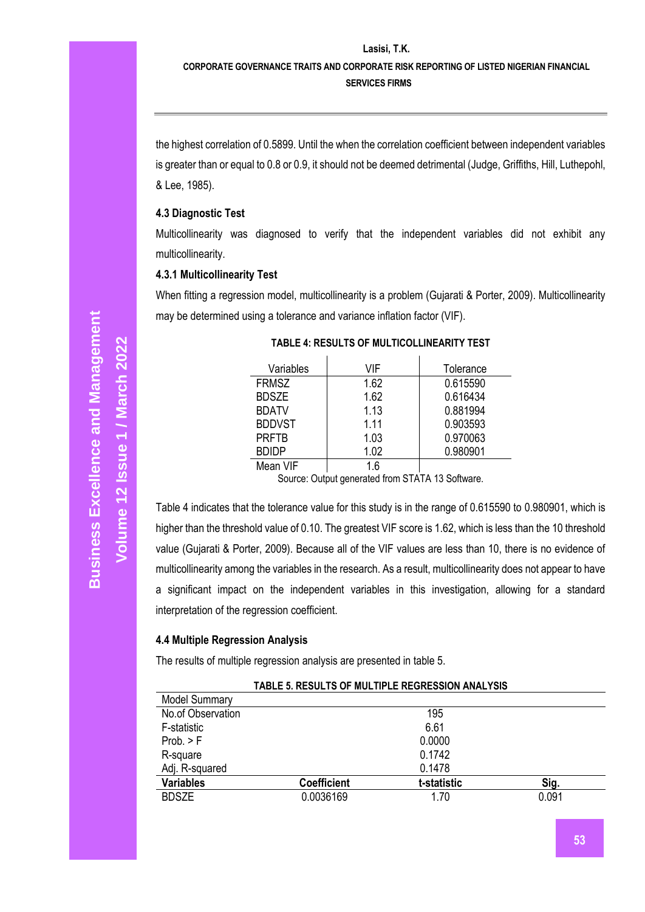the highest correlation of 0.5899. Until the when the correlation coefficient between independent variables is greater than or equal to 0.8 or 0.9, it should not be deemed detrimental (Judge, Griffiths, Hill, Luthepohl, & Lee, 1985).

### 4.3 Diagnostic Test

Multicollinearity was diagnosed to verify that the independent variables did not exhibit any multicollinearity.

#### 4.3.1 Multicollinearity Test

When fitting a regression model, multicollinearity is a problem (Gujarati & Porter, 2009). Multicollinearity may be determined using a tolerance and variance inflation factor (VIF).

**TABLE 4: RESULTS OF MULTICOLLINEARITY TEST**

| Variables | VIF | Tolerance |
|---|---|---|
| FRMSZ | 1.62 | 0.615590 |
| BDSZE | 1.62 | 0.616434 |
| BDATV | 1.13 | 0.881994 |
| BDDVST | 1.11 | 0.903593 |
| PRFTB | 1.03 | 0.970063 |
| BDIDP | 1.02 | 0.980901 |
| Mean VIF | 1.6 | |

Source: Output generated from STATA 13 Software.

Table 4 indicates that the tolerance value for this study is in the range of 0.615590 to 0.980901, which is higher than the threshold value of 0.10. The greatest VIF score is 1.62, which is less than the 10 threshold value (Gujarati & Porter, 2009). Because all of the VIF values are less than 10, there is no evidence of multicollinearity among the variables in the research. As a result, multicollinearity does not appear to have a significant impact on the independent variables in this investigation, allowing for a standard interpretation of the regression coefficient.

### 4.4 Multiple Regression Analysis

The results of multiple regression analysis are presented in table 5.

**TABLE 5. RESULTS OF MULTIPLE REGRESSION ANALYSIS**

| Model Summary | | | |
|---|---|---|---|
| No.of Observation | | 195 | |
| F-statistic | | 6.61 | |
| Prob. > F | | 0.0000 | |
| R-square | | 0.1742 | |
| Adj. R-squared | | 0.1478 | |
| **Variables** | **Coefficient** | **t-statistic** | **Sig.** |
| BDSZE | 0.0036169 | 1.70 | 0.091 |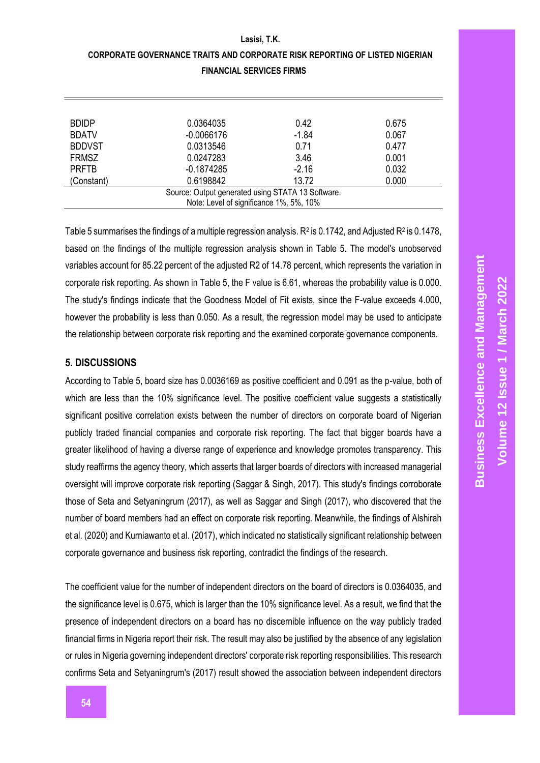| | | | |
|---|---|---|---|
| BDIDP | 0.0364035 | 0.42 | 0.675 |
| BDATV | -0.0066176 | -1.84 | 0.067 |
| BDDVST | 0.0313546 | 0.71 | 0.477 |
| FRMSZ | 0.0247283 | 3.46 | 0.001 |
| PRFTB | -0.1874285 | -2.16 | 0.032 |
| (Constant) | 0.6198842 | 13.72 | 0.000 |

Source: Output generated using STATA 13 Software.
Note: Level of significance 1%, 5%, 10%

Table 5 summarises the findings of a multiple regression analysis. $R^2$ is 0.1742, and Adjusted $R^2$ is 0.1478, based on the findings of the multiple regression analysis shown in Table 5. The model's unobserved variables account for 85.22 percent of the adjusted R2 of 14.78 percent, which represents the variation in corporate risk reporting. As shown in Table 5, the F value is 6.61, whereas the probability value is 0.000. The study's findings indicate that the Goodness Model of Fit exists, since the F-value exceeds 4.000, however the probability is less than 0.050. As a result, the regression model may be used to anticipate the relationship between corporate risk reporting and the examined corporate governance components.

## 5. DISCUSSIONS

According to Table 5, board size has 0.0036169 as positive coefficient and 0.091 as the p-value, both of which are less than the 10% significance level. The positive coefficient value suggests a statistically significant positive correlation exists between the number of directors on corporate board of Nigerian publicly traded financial companies and corporate risk reporting. The fact that bigger boards have a greater likelihood of having a diverse range of experience and knowledge promotes transparency. This study reaffirms the agency theory, which asserts that larger boards of directors with increased managerial oversight will improve corporate risk reporting (Saggar & Singh, 2017). This study's findings corroborate those of Seta and Setyaningrum (2017), as well as Saggar and Singh (2017), who discovered that the number of board members had an effect on corporate risk reporting. Meanwhile, the findings of Alshirah et al. (2020) and Kurniawanto et al. (2017), which indicated no statistically significant relationship between corporate governance and business risk reporting, contradict the findings of the research.

The coefficient value for the number of independent directors on the board of directors is 0.0364035, and the significance level is 0.675, which is larger than the 10% significance level. As a result, we find that the presence of independent directors on a board has no discernible influence on the way publicly traded financial firms in Nigeria report their risk. The result may also be justified by the absence of any legislation or rules in Nigeria governing independent directors' corporate risk reporting responsibilities. This research confirms Seta and Setyaningrum's (2017) result showed the association between independent directors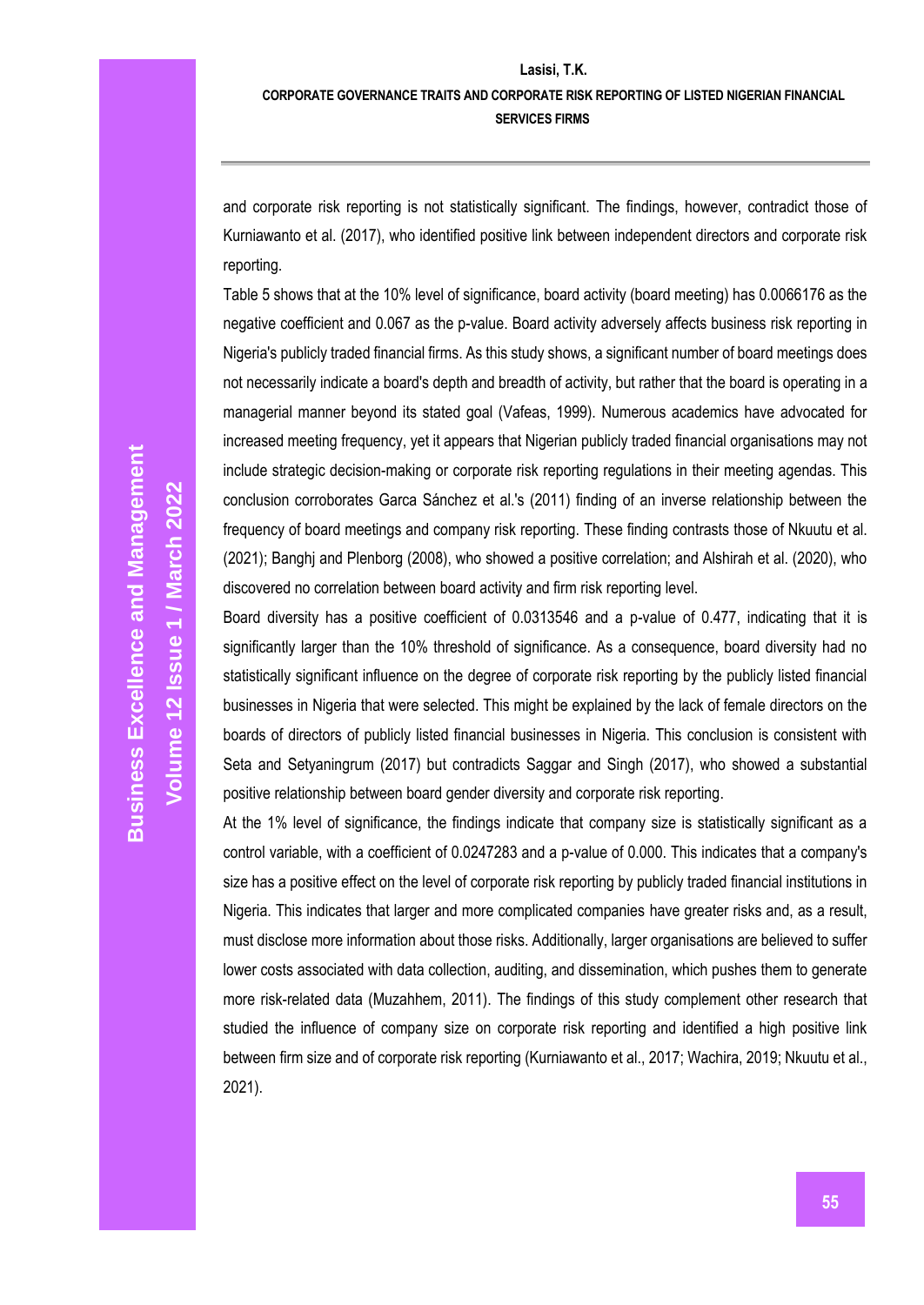and corporate risk reporting is not statistically significant. The findings, however, contradict those of Kurniawanto et al. (2017), who identified positive link between independent directors and corporate risk reporting.

Table 5 shows that at the 10% level of significance, board activity (board meeting) has 0.0066176 as the negative coefficient and 0.067 as the p-value. Board activity adversely affects business risk reporting in Nigeria's publicly traded financial firms. As this study shows, a significant number of board meetings does not necessarily indicate a board's depth and breadth of activity, but rather that the board is operating in a managerial manner beyond its stated goal (Vafeas, 1999). Numerous academics have advocated for increased meeting frequency, yet it appears that Nigerian publicly traded financial organisations may not include strategic decision-making or corporate risk reporting regulations in their meeting agendas. This conclusion corroborates Garca Sánchez et al.'s (2011) finding of an inverse relationship between the frequency of board meetings and company risk reporting. These finding contrasts those of Nkuutu et al. (2021); Banghj and Plenborg (2008), who showed a positive correlation; and Alshirah et al. (2020), who discovered no correlation between board activity and firm risk reporting level.

Board diversity has a positive coefficient of 0.0313546 and a p-value of 0.477, indicating that it is significantly larger than the 10% threshold of significance. As a consequence, board diversity had no statistically significant influence on the degree of corporate risk reporting by the publicly listed financial businesses in Nigeria that were selected. This might be explained by the lack of female directors on the boards of directors of publicly listed financial businesses in Nigeria. This conclusion is consistent with Seta and Setyaningrum (2017) but contradicts Saggar and Singh (2017), who showed a substantial positive relationship between board gender diversity and corporate risk reporting.

At the 1% level of significance, the findings indicate that company size is statistically significant as a control variable, with a coefficient of 0.0247283 and a p-value of 0.000. This indicates that a company's size has a positive effect on the level of corporate risk reporting by publicly traded financial institutions in Nigeria. This indicates that larger and more complicated companies have greater risks and, as a result, must disclose more information about those risks. Additionally, larger organisations are believed to suffer lower costs associated with data collection, auditing, and dissemination, which pushes them to generate more risk-related data (Muzahhem, 2011). The findings of this study complement other research that studied the influence of company size on corporate risk reporting and identified a high positive link between firm size and of corporate risk reporting (Kurniawanto et al., 2017; Wachira, 2019; Nkuutu et al., 2021).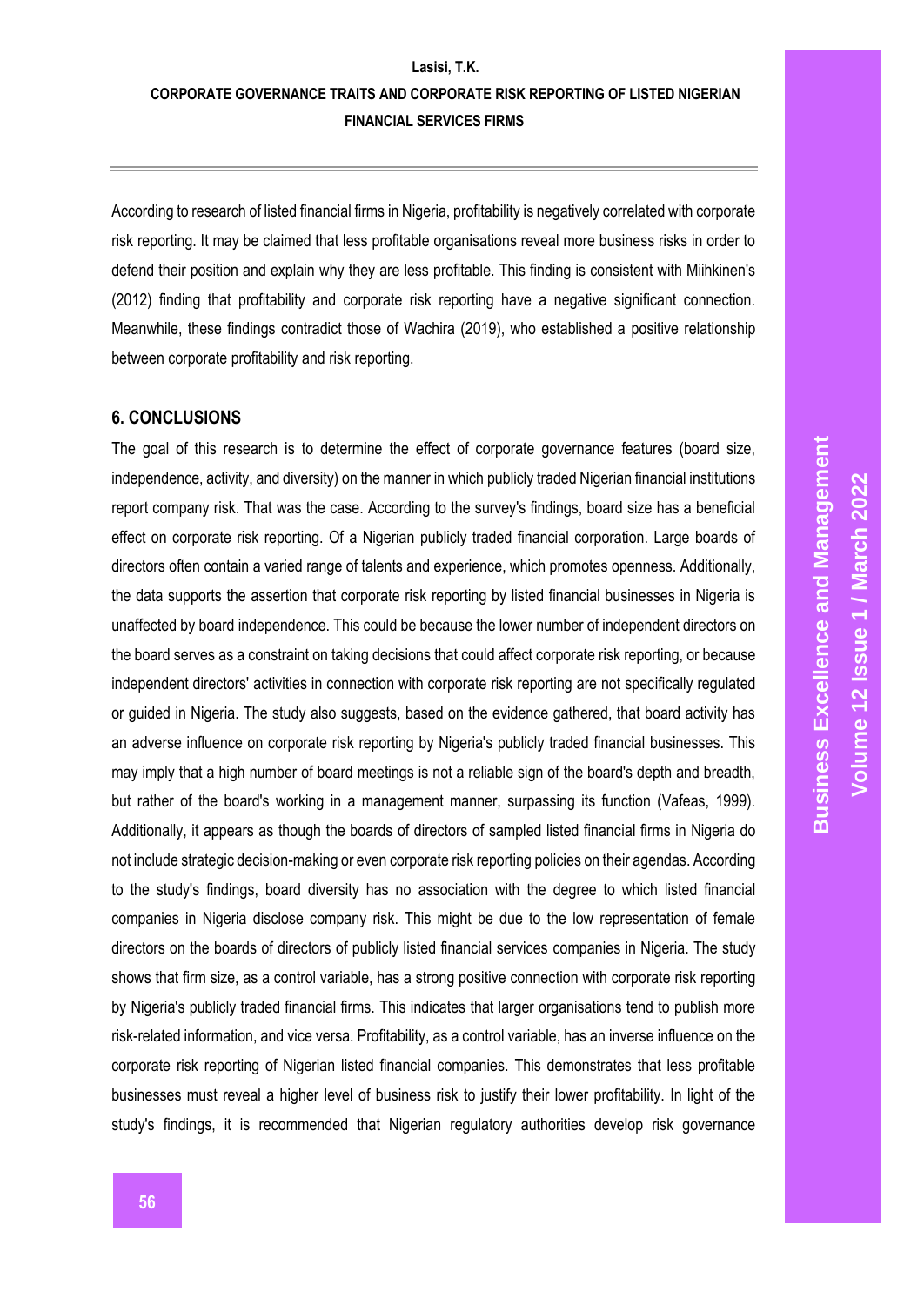According to research of listed financial firms in Nigeria, profitability is negatively correlated with corporate risk reporting. It may be claimed that less profitable organisations reveal more business risks in order to defend their position and explain why they are less profitable. This finding is consistent with Miihkinen's (2012) finding that profitability and corporate risk reporting have a negative significant connection. Meanwhile, these findings contradict those of Wachira (2019), who established a positive relationship between corporate profitability and risk reporting.

## 6. CONCLUSIONS

The goal of this research is to determine the effect of corporate governance features (board size, independence, activity, and diversity) on the manner in which publicly traded Nigerian financial institutions report company risk. That was the case. According to the survey's findings, board size has a beneficial effect on corporate risk reporting. Of a Nigerian publicly traded financial corporation. Large boards of directors often contain a varied range of talents and experience, which promotes openness. Additionally, the data supports the assertion that corporate risk reporting by listed financial businesses in Nigeria is unaffected by board independence. This could be because the lower number of independent directors on the board serves as a constraint on taking decisions that could affect corporate risk reporting, or because independent directors' activities in connection with corporate risk reporting are not specifically regulated or guided in Nigeria. The study also suggests, based on the evidence gathered, that board activity has an adverse influence on corporate risk reporting by Nigeria's publicly traded financial businesses. This may imply that a high number of board meetings is not a reliable sign of the board's depth and breadth, but rather of the board's working in a management manner, surpassing its function (Vafeas, 1999). Additionally, it appears as though the boards of directors of sampled listed financial firms in Nigeria do not include strategic decision-making or even corporate risk reporting policies on their agendas. According to the study's findings, board diversity has no association with the degree to which listed financial companies in Nigeria disclose company risk. This might be due to the low representation of female directors on the boards of directors of publicly listed financial services companies in Nigeria. The study shows that firm size, as a control variable, has a strong positive connection with corporate risk reporting by Nigeria's publicly traded financial firms. This indicates that larger organisations tend to publish more risk-related information, and vice versa. Profitability, as a control variable, has an inverse influence on the corporate risk reporting of Nigerian listed financial companies. This demonstrates that less profitable businesses must reveal a higher level of business risk to justify their lower profitability. In light of the study's findings, it is recommended that Nigerian regulatory authorities develop risk governance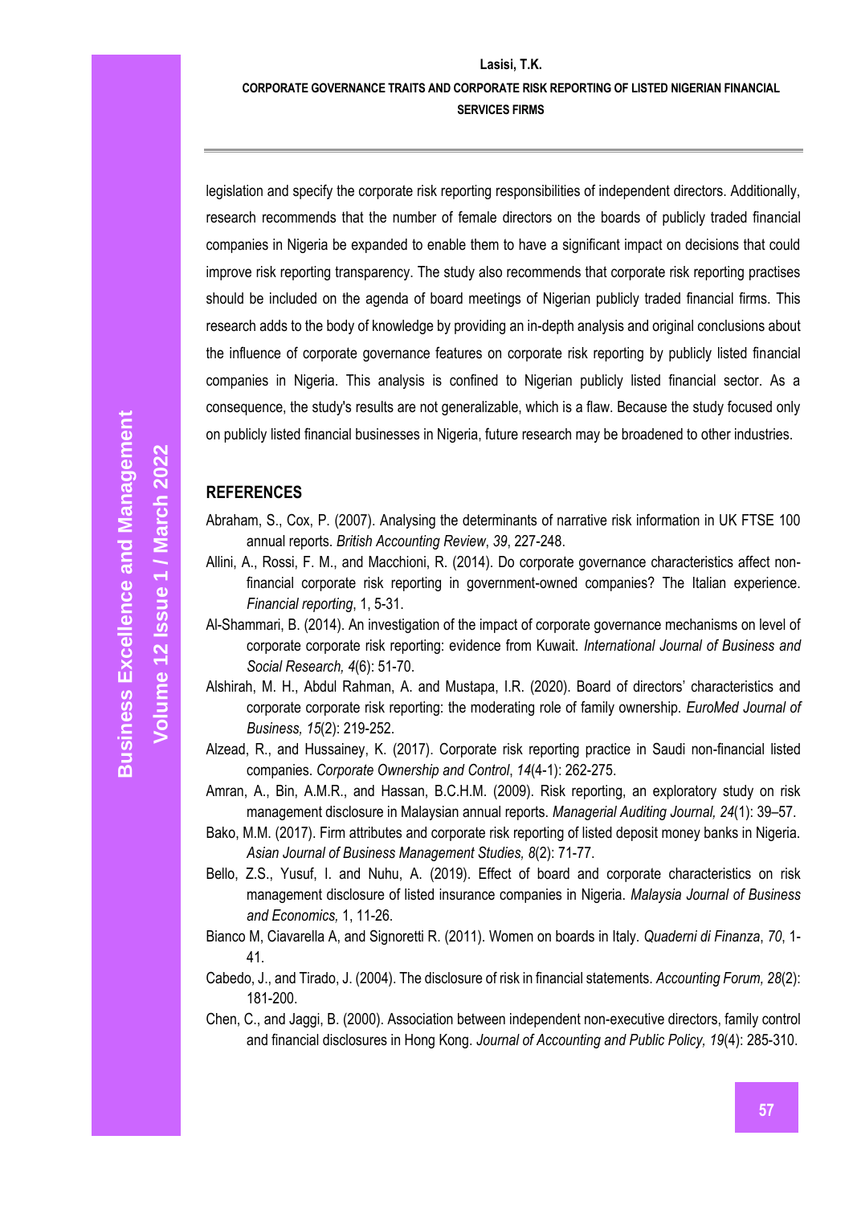legislation and specify the corporate risk reporting responsibilities of independent directors. Additionally, research recommends that the number of female directors on the boards of publicly traded financial companies in Nigeria be expanded to enable them to have a significant impact on decisions that could improve risk reporting transparency. The study also recommends that corporate risk reporting practises should be included on the agenda of board meetings of Nigerian publicly traded financial firms. This research adds to the body of knowledge by providing an in-depth analysis and original conclusions about the influence of corporate governance features on corporate risk reporting by publicly listed financial companies in Nigeria. This analysis is confined to Nigerian publicly listed financial sector. As a consequence, the study's results are not generalizable, which is a flaw. Because the study focused only on publicly listed financial businesses in Nigeria, future research may be broadened to other industries.

## REFERENCES

Abraham, S., Cox, P. (2007). Analysing the determinants of narrative risk information in UK FTSE 100 annual reports. *British Accounting Review*, *39*, 227-248.

Allini, A., Rossi, F. M., and Macchioni, R. (2014). Do corporate governance characteristics affect non-financial corporate risk reporting in government-owned companies? The Italian experience. *Financial reporting*, 1, 5-31.

Al-Shammari, B. (2014). An investigation of the impact of corporate governance mechanisms on level of corporate corporate risk reporting: evidence from Kuwait. *International Journal of Business and Social Research, 4*(6): 51-70.

Alshirah, M. H., Abdul Rahman, A. and Mustapa, I.R. (2020). Board of directors' characteristics and corporate corporate risk reporting: the moderating role of family ownership. *EuroMed Journal of Business, 15*(2): 219-252.

Alzead, R., and Hussainey, K. (2017). Corporate risk reporting practice in Saudi non-financial listed companies. *Corporate Ownership and Control*, *14*(4-1): 262-275.

Amran, A., Bin, A.M.R., and Hassan, B.C.H.M. (2009). Risk reporting, an exploratory study on risk management disclosure in Malaysian annual reports. *Managerial Auditing Journal, 24*(1): 39–57.

Bako, M.M. (2017). Firm attributes and corporate risk reporting of listed deposit money banks in Nigeria. *Asian Journal of Business Management Studies, 8*(2): 71-77.

Bello, Z.S., Yusuf, I. and Nuhu, A. (2019). Effect of board and corporate characteristics on risk management disclosure of listed insurance companies in Nigeria. *Malaysia Journal of Business and Economics,* 1, 11-26.

Bianco M, Ciavarella A, and Signoretti R. (2011). Women on boards in Italy. *Quaderni di Finanza*, *70*, 1-41.

Cabedo, J., and Tirado, J. (2004). The disclosure of risk in financial statements. *Accounting Forum, 28*(2): 181-200.

Chen, C., and Jaggi, B. (2000). Association between independent non-executive directors, family control and financial disclosures in Hong Kong. *Journal of Accounting and Public Policy, 19*(4): 285-310.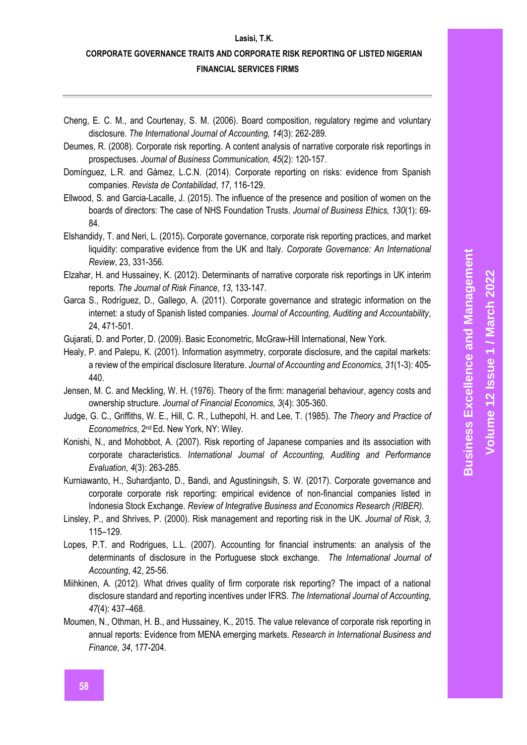Cheng, E. C. M., and Courtenay, S. M. (2006). Board composition, regulatory regime and voluntary disclosure. *The International Journal of Accounting, 14*(3): 262-289.

Deumes, R. (2008). Corporate risk reporting. A content analysis of narrative corporate risk reportings in prospectuses. *Journal of Business Communication, 45*(2): 120-157.

Domínguez, L.R. and Gámez, L.C.N. (2014). Corporate reporting on risks: evidence from Spanish companies. *Revista de Contabilidad*, *17*, 116-129.

Ellwood, S. and Garcia-Lacalle, J. (2015). The influence of the presence and position of women on the boards of directors: The case of NHS Foundation Trusts. *Journal of Business Ethics, 130*(1): 69-84.

Elshandidy, T. and Neri, L. (2015). Corporate governance, corporate risk reporting practices, and market liquidity: comparative evidence from the UK and Italy. *Corporate Governance: An International Review*, 23, 331-356.

Elzahar, H. and Hussainey, K. (2012). Determinants of narrative corporate risk reportings in UK interim reports. *The Journal of Risk Finance*, *13*, 133-147.

Garca S., Rodríguez, D., Gallego, A. (2011). Corporate governance and strategic information on the internet: a study of Spanish listed companies. *Journal of Accounting, Auditing and Accountability*, 24, 471-501.

Gujarati, D. and Porter, D. (2009). Basic Econometric, McGraw-Hill International, New York.

Healy, P. and Palepu, K. (2001). Information asymmetry, corporate disclosure, and the capital markets: a review of the empirical disclosure literature. *Journal of Accounting and Economics, 31*(1-3): 405-440.

Jensen, M. C. and Meckling, W. H. (1976). Theory of the firm: managerial behaviour, agency costs and ownership structure. *Journal of Financial Economics, 3*(4): 305-360.

Judge, G. C., Griffiths, W. E., Hill, C. R., Luthepohl, H. and Lee, T. (1985). *The Theory and Practice of Econometrics*, 2nd Ed. New York, NY: Wiley.

Konishi, N., and Mohobbot, A. (2007). Risk reporting of Japanese companies and its association with corporate characteristics. *International Journal of Accounting, Auditing and Performance Evaluation*, *4*(3): 263-285.

Kurniawanto, H., Suhardjanto, D., Bandi, and Agustiningsih, S. W. (2017). Corporate governance and corporate corporate risk reporting: empirical evidence of non-financial companies listed in Indonesia Stock Exchange. *Review of Integrative Business and Economics Research (RIBER).*

Linsley, P., and Shrives, P. (2000). Risk management and reporting risk in the UK. *Journal of Risk*, *3*, 115–129.

Lopes, P.T. and Rodrigues, L.L. (2007). Accounting for financial instruments: an analysis of the determinants of disclosure in the Portuguese stock exchange. *The International Journal of Accounting*, 42, 25-56.

Miihkinen, A. (2012). What drives quality of firm corporate risk reporting? The impact of a national disclosure standard and reporting incentives under IFRS. *The International Journal of Accounting*, *47*(4): 437–468.

Moumen, N., Othman, H. B., and Hussainey, K., 2015. The value relevance of corporate risk reporting in annual reports: Evidence from MENA emerging markets. *Research in International Business and Finance*, *34*, 177-204.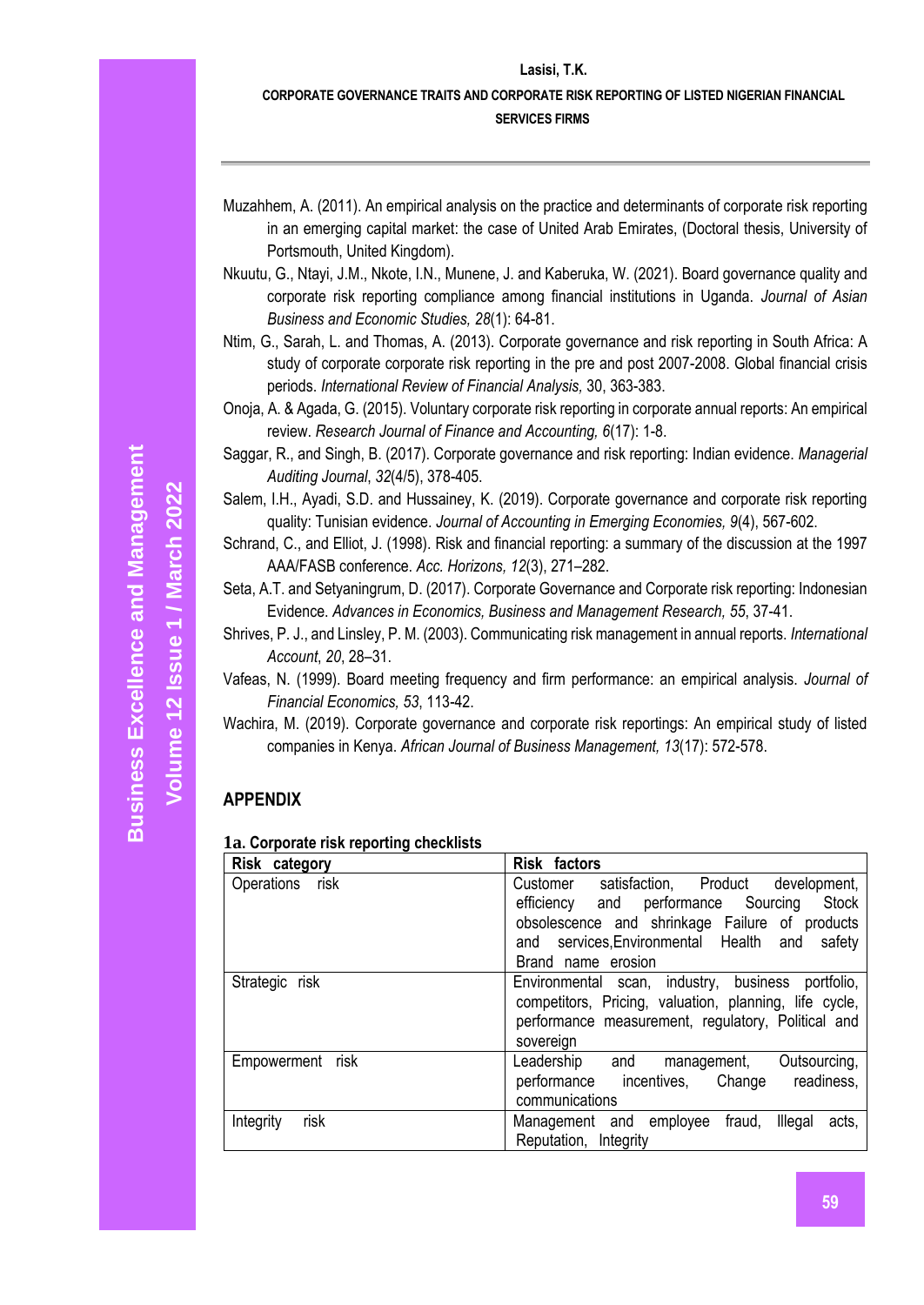Muzahhem, A. (2011). An empirical analysis on the practice and determinants of corporate risk reporting in an emerging capital market: the case of United Arab Emirates, (Doctoral thesis, University of Portsmouth, United Kingdom).

Nkuutu, G., Ntayi, J.M., Nkote, I.N., Munene, J. and Kaberuka, W. (2021). Board governance quality and corporate risk reporting compliance among financial institutions in Uganda. *Journal of Asian Business and Economic Studies, 28*(1): 64-81.

Ntim, G., Sarah, L. and Thomas, A. (2013). Corporate governance and risk reporting in South Africa: A study of corporate corporate risk reporting in the pre and post 2007-2008. Global financial crisis periods. *International Review of Financial Analysis,* 30, 363-383.

Onoja, A. & Agada, G. (2015). Voluntary corporate risk reporting in corporate annual reports: An empirical review. *Research Journal of Finance and Accounting, 6*(17): 1-8.

Saggar, R., and Singh, B. (2017). Corporate governance and risk reporting: Indian evidence. *Managerial Auditing Journal*, *32*(4/5), 378-405.

Salem, I.H., Ayadi, S.D. and Hussainey, K. (2019). Corporate governance and corporate risk reporting quality: Tunisian evidence. *Journal of Accounting in Emerging Economies, 9*(4), 567-602.

Schrand, C., and Elliot, J. (1998). Risk and financial reporting: a summary of the discussion at the 1997 AAA/FASB conference. *Acc. Horizons, 12*(3), 271–282.

Seta, A.T. and Setyaningrum, D. (2017). Corporate Governance and Corporate risk reporting: Indonesian Evidence. *Advances in Economics, Business and Management Research, 55*, 37-41.

Shrives, P. J., and Linsley, P. M. (2003). Communicating risk management in annual reports. *International Account*, *20*, 28–31.

Vafeas, N. (1999). Board meeting frequency and firm performance: an empirical analysis. *Journal of Financial Economics, 53*, 113-42.

Wachira, M. (2019). Corporate governance and corporate risk reportings: An empirical study of listed companies in Kenya. *African Journal of Business Management, 13*(17): 572-578.

## APPENDIX

**1a. Corporate risk reporting checklists**

| Risk category | Risk factors |
|---|---|
| Operations risk | Customer satisfaction, Product development, efficiency and performance Sourcing Stock obsolescence and shrinkage Failure of products and services,Environmental Health and safety Brand name erosion |
| Strategic risk | Environmental scan, industry, business portfolio, competitors, Pricing, valuation, planning, life cycle, performance measurement, regulatory, Political and sovereign |
| Empowerment risk | Leadership and management, Outsourcing, performance incentives, Change readiness, communications |
| Integrity risk | Management and employee fraud, Illegal acts, Reputation, Integrity |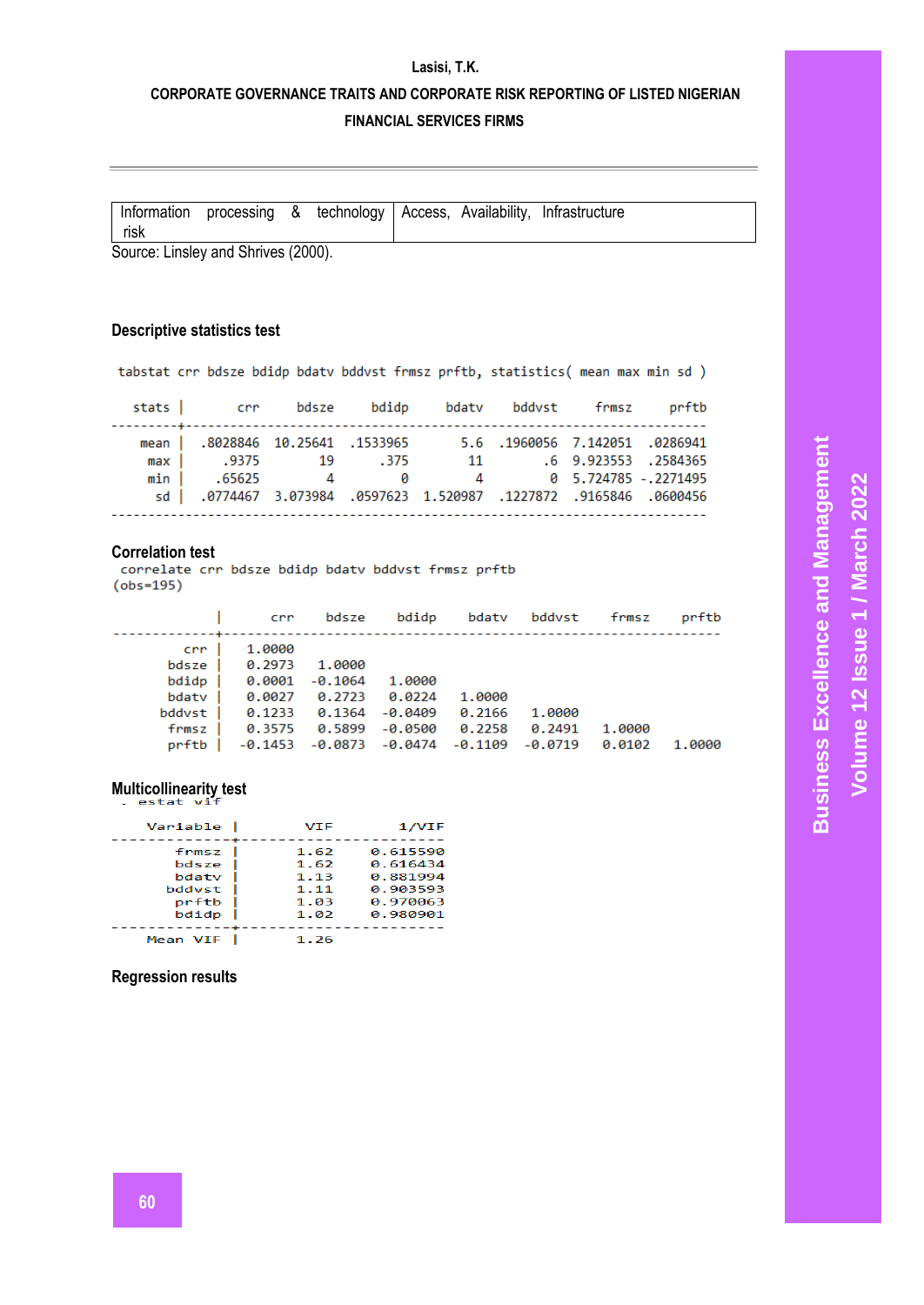| Information processing & technology risk | Access, Availability, Infrastructure |
|---|---|

Source: Linsley and Shrives (2000).

### Descriptive statistics test

```
tabstat crr bdsze bdidp bdatv bddvst frmsz prftb, statistics( mean max min sd )
```

| stats | crr | bdsze | bdidp | bdatv | bddvst | frmsz | prftb |
|---|---|---|---|---|---|---|---|
| mean | .8028846 | 10.25641 | .1533965 | 5.6 | .1960056 | 7.142051 | .0286941 |
| max | .9375 | 19 | .375 | 11 | .6 | 9.923553 | .2584365 |
| min | .65625 | 4 | 0 | 4 | 0 | 5.724785 | -.2271495 |
| sd | .0774467 | 3.073984 | .0597623 | 1.520987 | .1227872 | .9165846 | .0600456 |

### Correlation test

```
correlate crr bdsze bdidp bdatv bddvst frmsz prftb
(obs=195)
```

| | crr | bdsze | bdidp | bdatv | bddvst | frmsz | prftb |
|---|---|---|---|---|---|---|---|
| crr | 1.0000 | | | | | | |
| bdsze | 0.2973 | 1.0000 | | | | | |
| bdidp | 0.0001 | -0.1064 | 1.0000 | | | | |
| bdatv | 0.0027 | 0.2723 | 0.0224 | 1.0000 | | | |
| bddvst | 0.1233 | 0.1364 | -0.0409 | 0.2166 | 1.0000 | | |
| frmsz | 0.3575 | 0.5899 | -0.0500 | 0.2258 | 0.2491 | 1.0000 | |
| prftb | -0.1453 | -0.0873 | -0.0474 | -0.1109 | -0.0719 | 0.0102 | 1.0000 |

### Multicollinearity test

```
. estat vif
```

| Variable | VIF | 1/VIF |
|---|---|---|
| frmsz | 1.62 | 0.615590 |
| bdsze | 1.62 | 0.616434 |
| bdatv | 1.13 | 0.881994 |
| bddvst | 1.11 | 0.903593 |
| prftb | 1.03 | 0.970063 |
| bdidp | 1.02 | 0.980901 |
| Mean VIF | 1.26 | |

### Regression results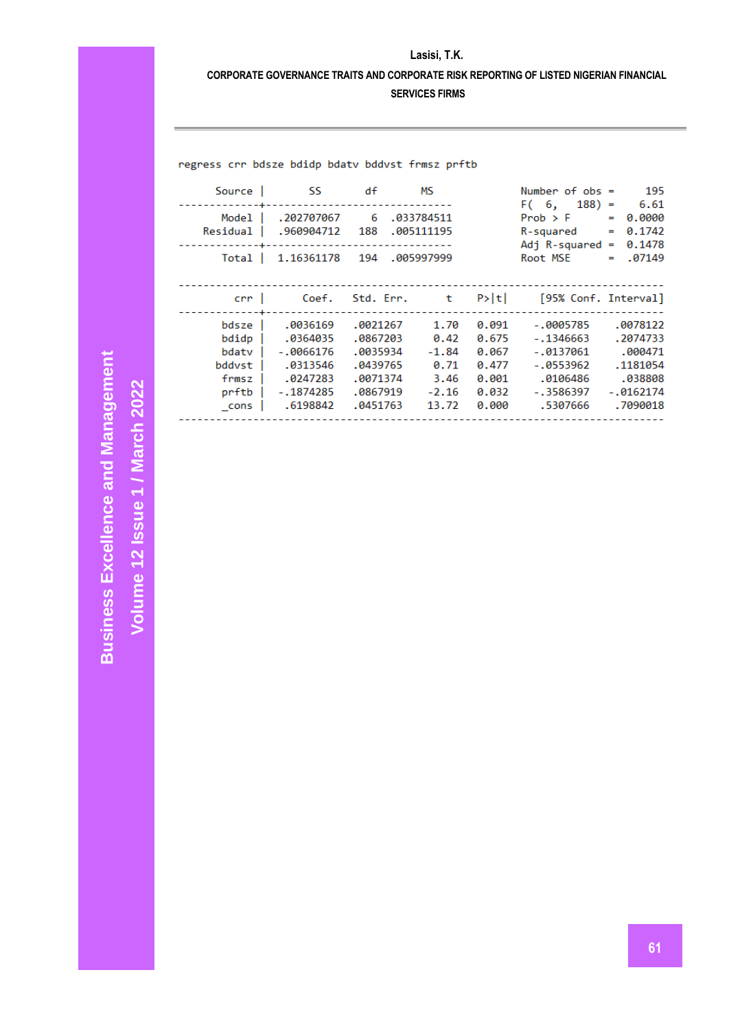```
regress crr bdsze bdidp bdatv bddvst frmsz prftb

      Source |       SS           df       MS      Number of obs   =       195
-------------+----------------------------------   F(6, 188)       =      6.61
       Model |  .202707067         6  .033784511   Prob > F        =    0.0000
    Residual |  .960904712       188  .005111195   R-squared       =    0.1742
-------------+----------------------------------   Adj R-squared   =    0.1478
       Total |  1.16361178       194  .005997999   Root MSE        =    .07149

------------------------------------------------------------------------------
         crr |      Coef.   Std. Err.      t    P>|t|     [95% Conf. Interval]
-------------+----------------------------------------------------------------
       bdsze |   .0036169   .0021267     1.70   0.091    -.0005785    .0078122
       bdidp |   .0364035   .0867203     0.42   0.675    -.1346663    .2074733
       bdatv |  -.0066176   .0035934    -1.84   0.067    -.0137061     .000471
      bddvst |   .0313546   .0439765     0.71   0.477    -.0553962    .1181054
       frmsz |   .0247283   .0071374     3.46   0.001     .0106486     .038808
       prftb |  -.1874285   .0867919    -2.16   0.032    -.3586397   -.0162174
       _cons |   .6198842   .0451763    13.72   0.000     .5307666    .7090018
------------------------------------------------------------------------------
```